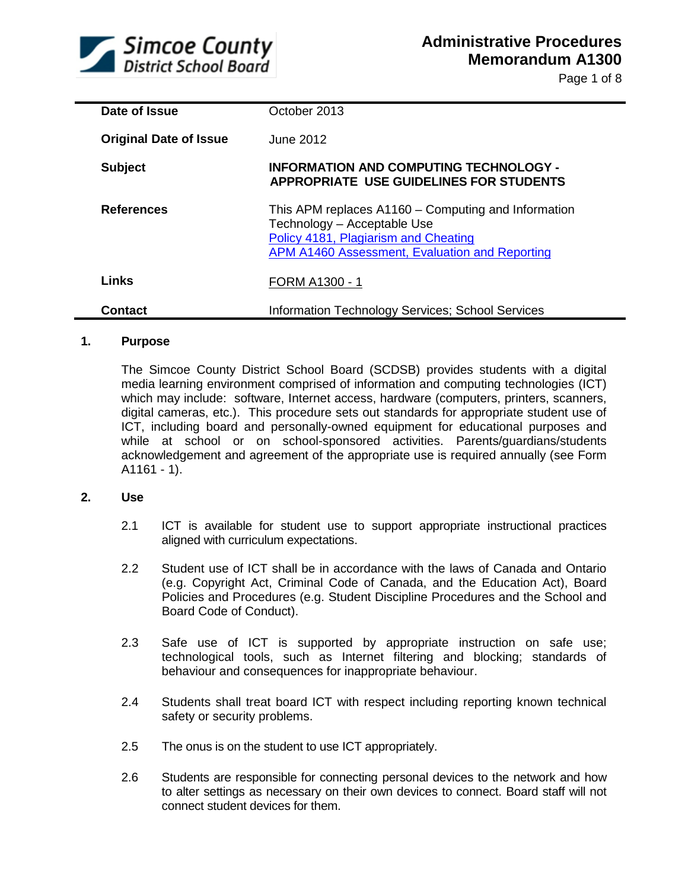Simcoe County District School Board

# Administrative Procedures Memorandum A1300

| | |
|---|---|
| **Date of Issue** | October 2013 |
| **Original Date of Issue** | June 2012 |
| **Subject** | **INFORMATION AND COMPUTING TECHNOLOGY - APPROPRIATE USE GUIDELINES FOR STUDENTS** |
| **References** | This APM replaces A1160 – Computing and Information Technology – Acceptable Use<br>Policy 4181, Plagiarism and Cheating<br>APM A1460 Assessment, Evaluation and Reporting |
| **Links** | FORM A1300 - 1 |
| **Contact** | Information Technology Services; School Services |

## 1. Purpose

The Simcoe County District School Board (SCDSB) provides students with a digital media learning environment comprised of information and computing technologies (ICT) which may include: software, Internet access, hardware (computers, printers, scanners, digital cameras, etc.). This procedure sets out standards for appropriate student use of ICT, including board and personally-owned equipment for educational purposes and while at school or on school-sponsored activities. Parents/guardians/students acknowledgement and agreement of the appropriate use is required annually (see Form A1161 - 1).

## 2. Use

2.1 ICT is available for student use to support appropriate instructional practices aligned with curriculum expectations.

2.2 Student use of ICT shall be in accordance with the laws of Canada and Ontario (e.g. Copyright Act, Criminal Code of Canada, and the Education Act), Board Policies and Procedures (e.g. Student Discipline Procedures and the School and Board Code of Conduct).

2.3 Safe use of ICT is supported by appropriate instruction on safe use; technological tools, such as Internet filtering and blocking; standards of behaviour and consequences for inappropriate behaviour.

2.4 Students shall treat board ICT with respect including reporting known technical safety or security problems.

2.5 The onus is on the student to use ICT appropriately.

2.6 Students are responsible for connecting personal devices to the network and how to alter settings as necessary on their own devices to connect. Board staff will not connect student devices for them.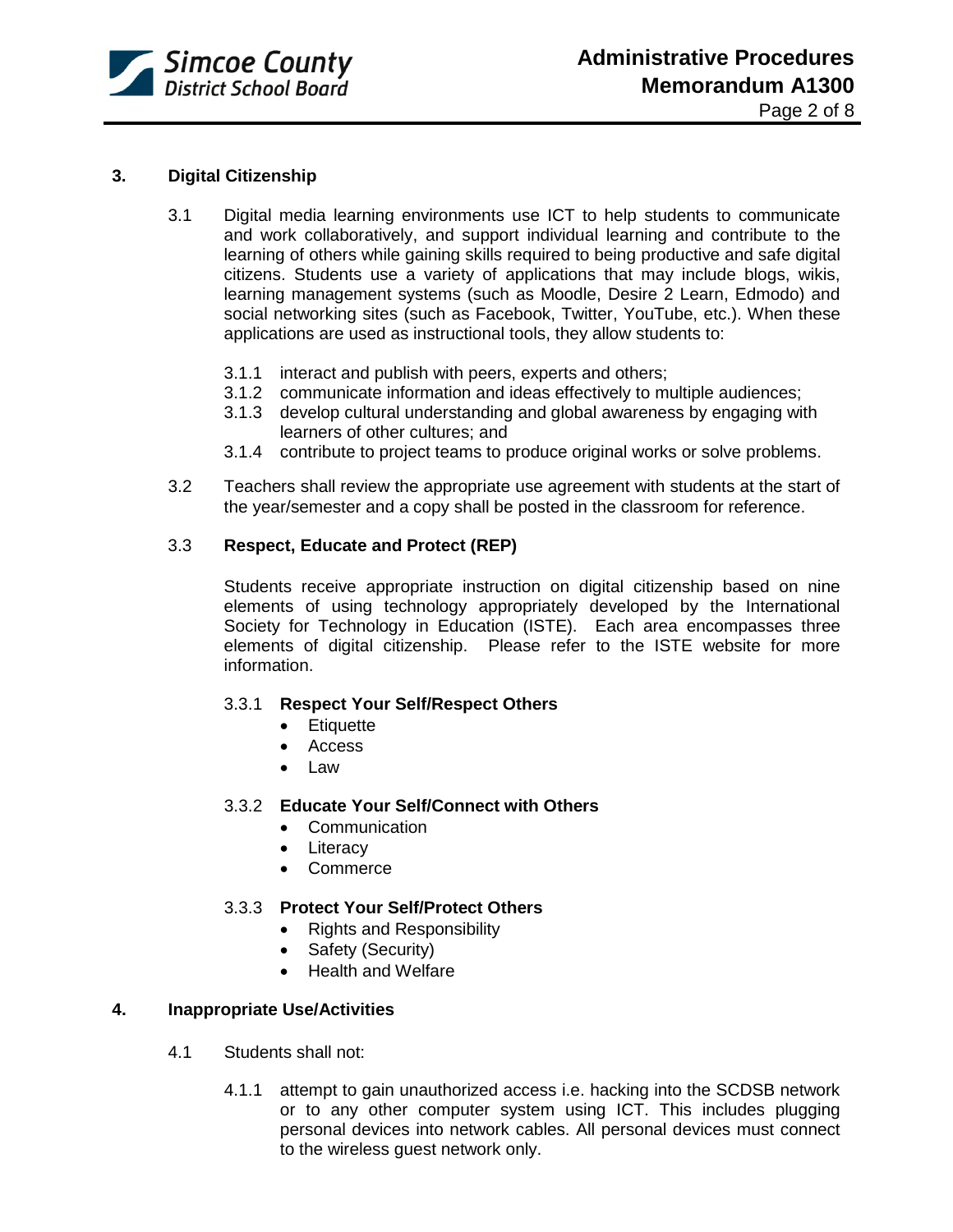## 3. Digital Citizenship

3.1 Digital media learning environments use ICT to help students to communicate and work collaboratively, and support individual learning and contribute to the learning of others while gaining skills required to being productive and safe digital citizens. Students use a variety of applications that may include blogs, wikis, learning management systems (such as Moodle, Desire 2 Learn, Edmodo) and social networking sites (such as Facebook, Twitter, YouTube, etc.). When these applications are used as instructional tools, they allow students to:

3.1.1 interact and publish with peers, experts and others;
3.1.2 communicate information and ideas effectively to multiple audiences;
3.1.3 develop cultural understanding and global awareness by engaging with learners of other cultures; and
3.1.4 contribute to project teams to produce original works or solve problems.

3.2 Teachers shall review the appropriate use agreement with students at the start of the year/semester and a copy shall be posted in the classroom for reference.

### 3.3 Respect, Educate and Protect (REP)

Students receive appropriate instruction on digital citizenship based on nine elements of using technology appropriately developed by the International Society for Technology in Education (ISTE). Each area encompasses three elements of digital citizenship. Please refer to the ISTE website for more information.

#### 3.3.1 Respect Your Self/Respect Others

- Etiquette
- Access
- Law

#### 3.3.2 Educate Your Self/Connect with Others

- Communication
- Literacy
- Commerce

#### 3.3.3 Protect Your Self/Protect Others

- Rights and Responsibility
- Safety (Security)
- Health and Welfare

## 4. Inappropriate Use/Activities

4.1 Students shall not:

4.1.1 attempt to gain unauthorized access i.e. hacking into the SCDSB network or to any other computer system using ICT. This includes plugging personal devices into network cables. All personal devices must connect to the wireless guest network only.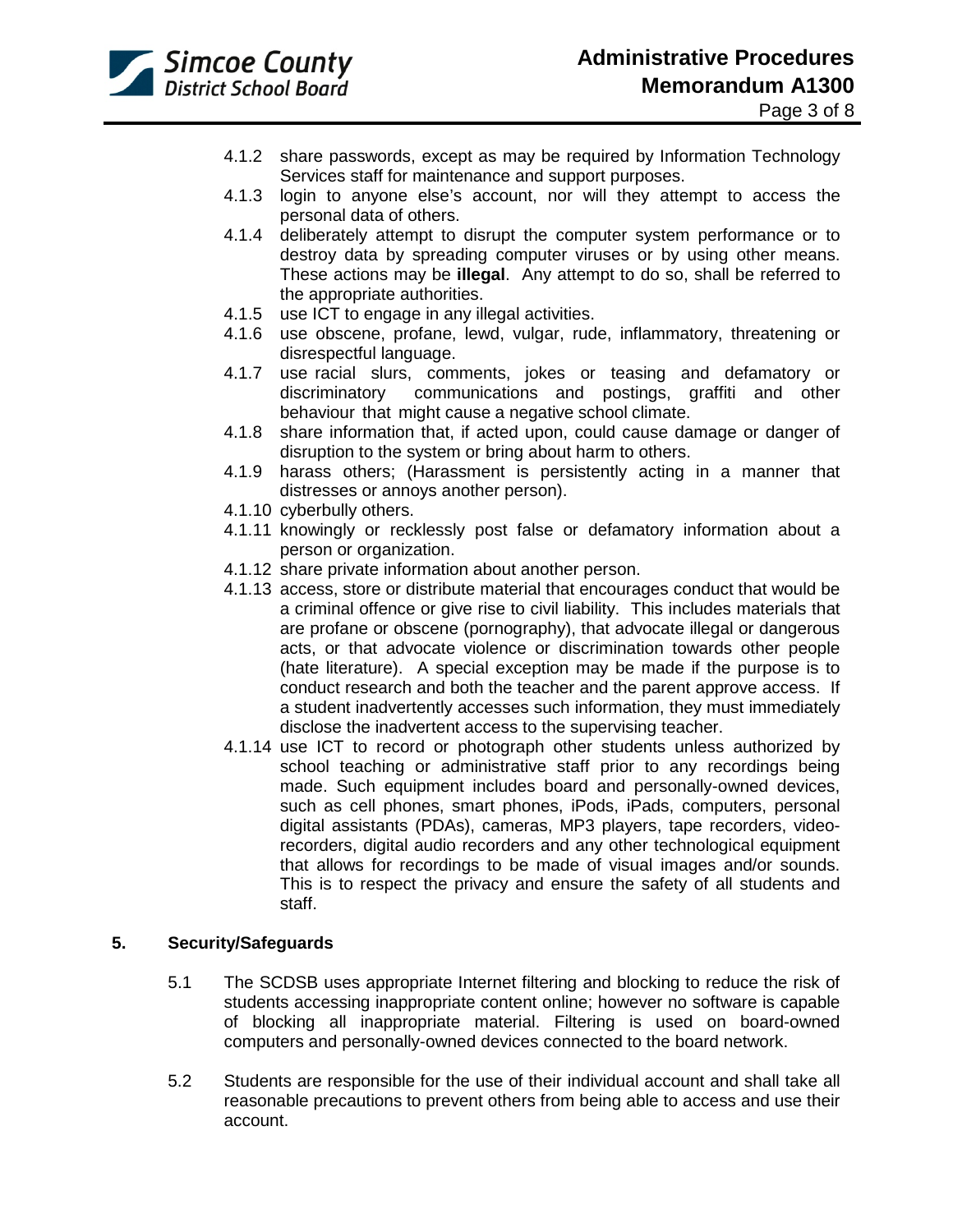4.1.2 share passwords, except as may be required by Information Technology Services staff for maintenance and support purposes.

4.1.3 login to anyone else's account, nor will they attempt to access the personal data of others.

4.1.4 deliberately attempt to disrupt the computer system performance or to destroy data by spreading computer viruses or by using other means. These actions may be **illegal**. Any attempt to do so, shall be referred to the appropriate authorities.

4.1.5 use ICT to engage in any illegal activities.

4.1.6 use obscene, profane, lewd, vulgar, rude, inflammatory, threatening or disrespectful language.

4.1.7 use racial slurs, comments, jokes or teasing and defamatory or discriminatory communications and postings, graffiti and other behaviour that might cause a negative school climate.

4.1.8 share information that, if acted upon, could cause damage or danger of disruption to the system or bring about harm to others.

4.1.9 harass others; (Harassment is persistently acting in a manner that distresses or annoys another person).

4.1.10 cyberbully others.

4.1.11 knowingly or recklessly post false or defamatory information about a person or organization.

4.1.12 share private information about another person.

4.1.13 access, store or distribute material that encourages conduct that would be a criminal offence or give rise to civil liability. This includes materials that are profane or obscene (pornography), that advocate illegal or dangerous acts, or that advocate violence or discrimination towards other people (hate literature). A special exception may be made if the purpose is to conduct research and both the teacher and the parent approve access. If a student inadvertently accesses such information, they must immediately disclose the inadvertent access to the supervising teacher.

4.1.14 use ICT to record or photograph other students unless authorized by school teaching or administrative staff prior to any recordings being made. Such equipment includes board and personally-owned devices, such as cell phones, smart phones, iPods, iPads, computers, personal digital assistants (PDAs), cameras, MP3 players, tape recorders, video-recorders, digital audio recorders and any other technological equipment that allows for recordings to be made of visual images and/or sounds. This is to respect the privacy and ensure the safety of all students and staff.

## 5. Security/Safeguards

5.1 The SCDSB uses appropriate Internet filtering and blocking to reduce the risk of students accessing inappropriate content online; however no software is capable of blocking all inappropriate material. Filtering is used on board-owned computers and personally-owned devices connected to the board network.

5.2 Students are responsible for the use of their individual account and shall take all reasonable precautions to prevent others from being able to access and use their account.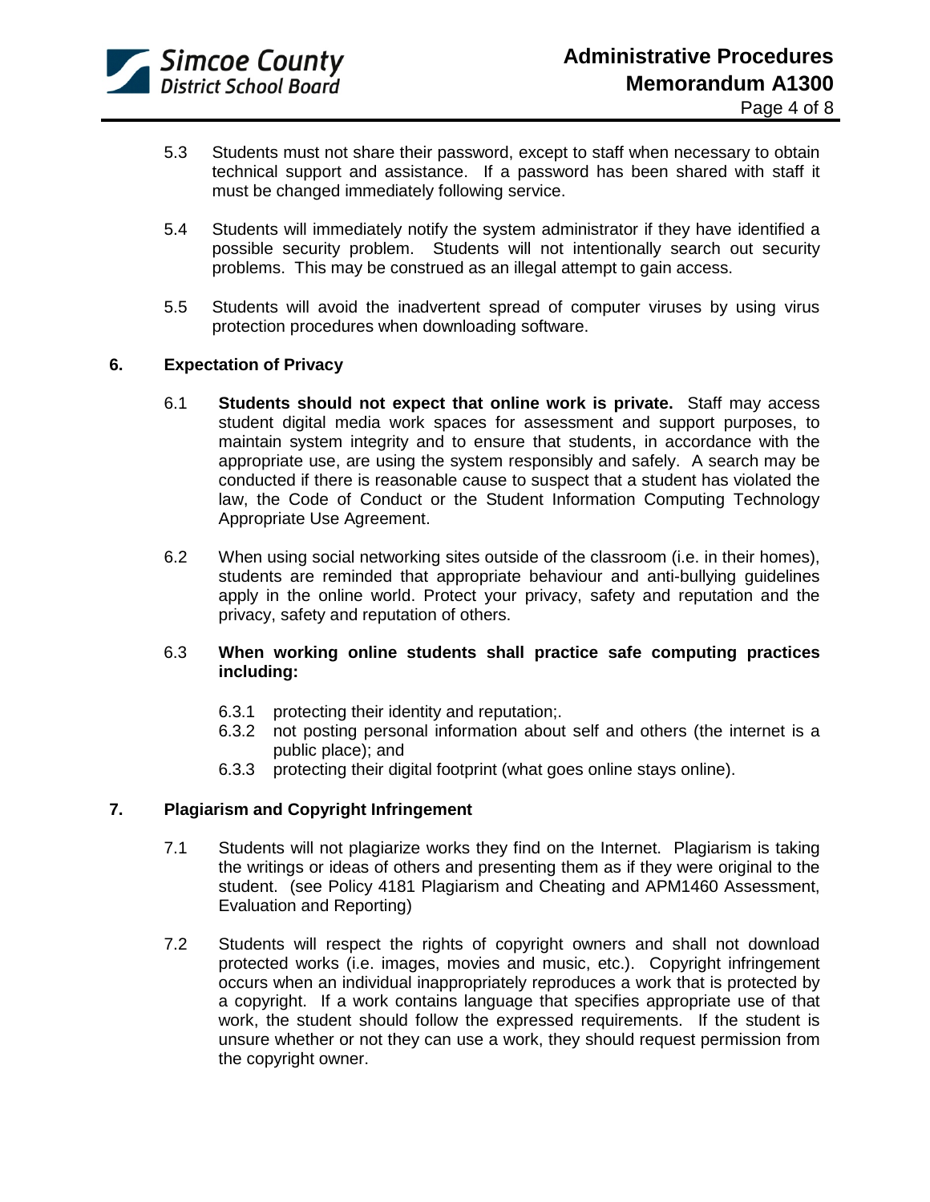5.3 Students must not share their password, except to staff when necessary to obtain technical support and assistance. If a password has been shared with staff it must be changed immediately following service.

5.4 Students will immediately notify the system administrator if they have identified a possible security problem. Students will not intentionally search out security problems. This may be construed as an illegal attempt to gain access.

5.5 Students will avoid the inadvertent spread of computer viruses by using virus protection procedures when downloading software.

## 6. Expectation of Privacy

6.1 **Students should not expect that online work is private.** Staff may access student digital media work spaces for assessment and support purposes, to maintain system integrity and to ensure that students, in accordance with the appropriate use, are using the system responsibly and safely. A search may be conducted if there is reasonable cause to suspect that a student has violated the law, the Code of Conduct or the Student Information Computing Technology Appropriate Use Agreement.

6.2 When using social networking sites outside of the classroom (i.e. in their homes), students are reminded that appropriate behaviour and anti-bullying guidelines apply in the online world. Protect your privacy, safety and reputation and the privacy, safety and reputation of others.

6.3 **When working online students shall practice safe computing practices including:**

- 6.3.1 protecting their identity and reputation;.
- 6.3.2 not posting personal information about self and others (the internet is a public place); and
- 6.3.3 protecting their digital footprint (what goes online stays online).

## 7. Plagiarism and Copyright Infringement

7.1 Students will not plagiarize works they find on the Internet. Plagiarism is taking the writings or ideas of others and presenting them as if they were original to the student. (see Policy 4181 Plagiarism and Cheating and APM1460 Assessment, Evaluation and Reporting)

7.2 Students will respect the rights of copyright owners and shall not download protected works (i.e. images, movies and music, etc.). Copyright infringement occurs when an individual inappropriately reproduces a work that is protected by a copyright. If a work contains language that specifies appropriate use of that work, the student should follow the expressed requirements. If the student is unsure whether or not they can use a work, they should request permission from the copyright owner.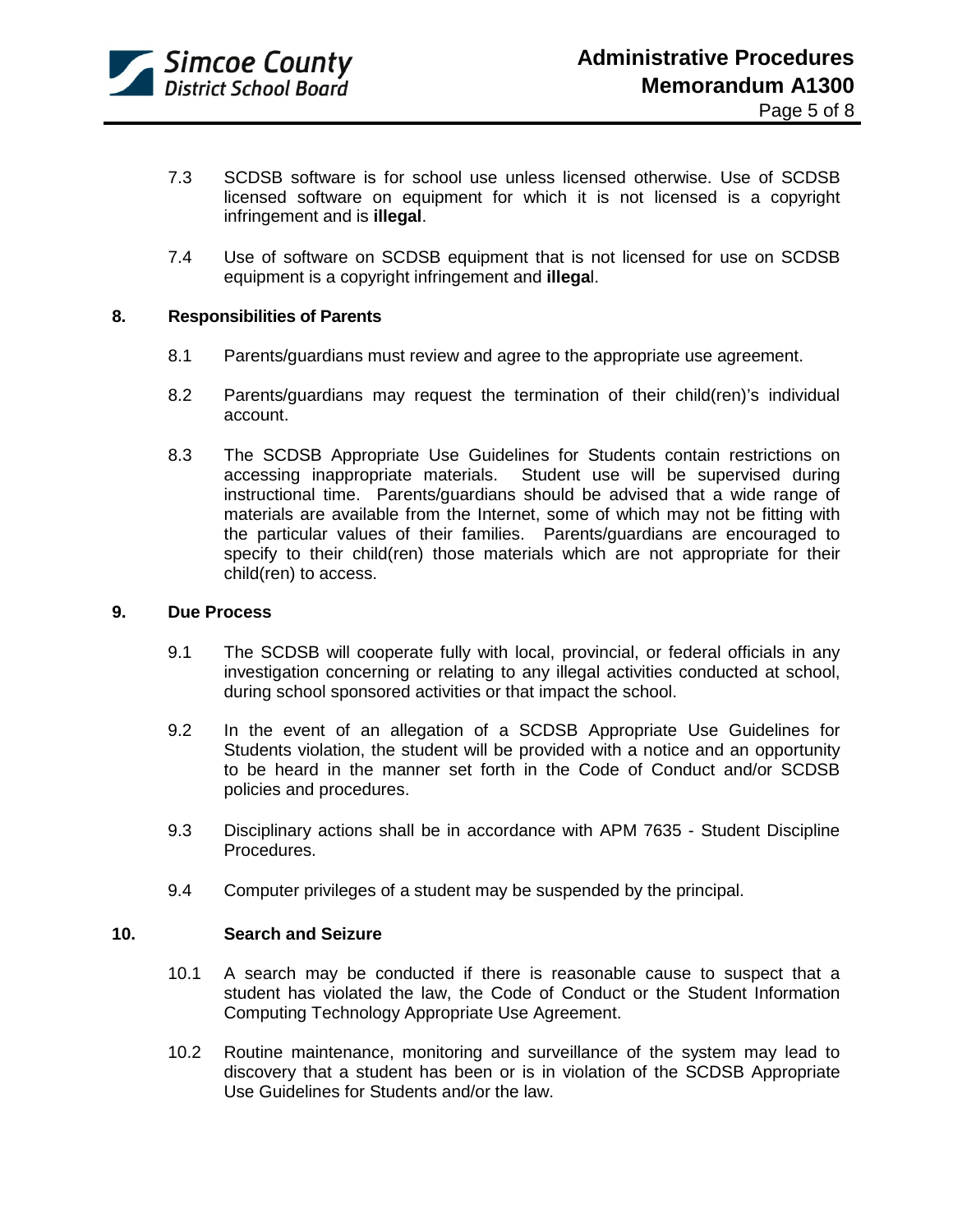7.3 SCDSB software is for school use unless licensed otherwise. Use of SCDSB licensed software on equipment for which it is not licensed is a copyright infringement and is **illegal**.

7.4 Use of software on SCDSB equipment that is not licensed for use on SCDSB equipment is a copyright infringement and **illega**l.

## 8. Responsibilities of Parents

8.1 Parents/guardians must review and agree to the appropriate use agreement.

8.2 Parents/guardians may request the termination of their child(ren)'s individual account.

8.3 The SCDSB Appropriate Use Guidelines for Students contain restrictions on accessing inappropriate materials. Student use will be supervised during instructional time. Parents/guardians should be advised that a wide range of materials are available from the Internet, some of which may not be fitting with the particular values of their families. Parents/guardians are encouraged to specify to their child(ren) those materials which are not appropriate for their child(ren) to access.

## 9. Due Process

9.1 The SCDSB will cooperate fully with local, provincial, or federal officials in any investigation concerning or relating to any illegal activities conducted at school, during school sponsored activities or that impact the school.

9.2 In the event of an allegation of a SCDSB Appropriate Use Guidelines for Students violation, the student will be provided with a notice and an opportunity to be heard in the manner set forth in the Code of Conduct and/or SCDSB policies and procedures.

9.3 Disciplinary actions shall be in accordance with APM 7635 - Student Discipline Procedures.

9.4 Computer privileges of a student may be suspended by the principal.

## 10. Search and Seizure

10.1 A search may be conducted if there is reasonable cause to suspect that a student has violated the law, the Code of Conduct or the Student Information Computing Technology Appropriate Use Agreement.

10.2 Routine maintenance, monitoring and surveillance of the system may lead to discovery that a student has been or is in violation of the SCDSB Appropriate Use Guidelines for Students and/or the law.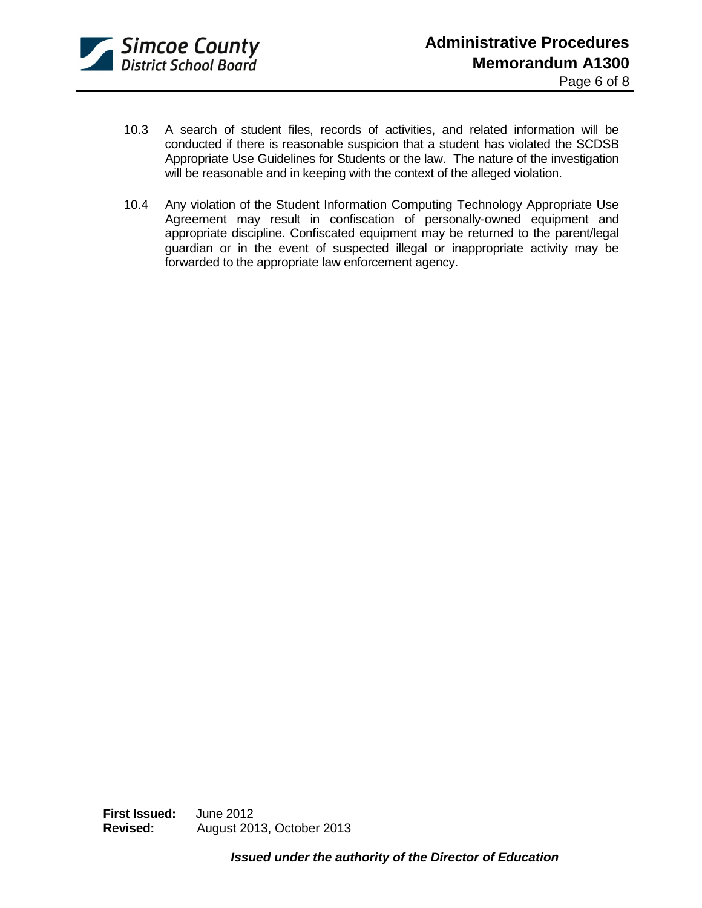10.3 A search of student files, records of activities, and related information will be conducted if there is reasonable suspicion that a student has violated the SCDSB Appropriate Use Guidelines for Students or the law. The nature of the investigation will be reasonable and in keeping with the context of the alleged violation.

10.4 Any violation of the Student Information Computing Technology Appropriate Use Agreement may result in confiscation of personally-owned equipment and appropriate discipline. Confiscated equipment may be returned to the parent/legal guardian or in the event of suspected illegal or inappropriate activity may be forwarded to the appropriate law enforcement agency.

**First Issued:** June 2012
**Revised:** August 2013, October 2013

***Issued under the authority of the Director of Education***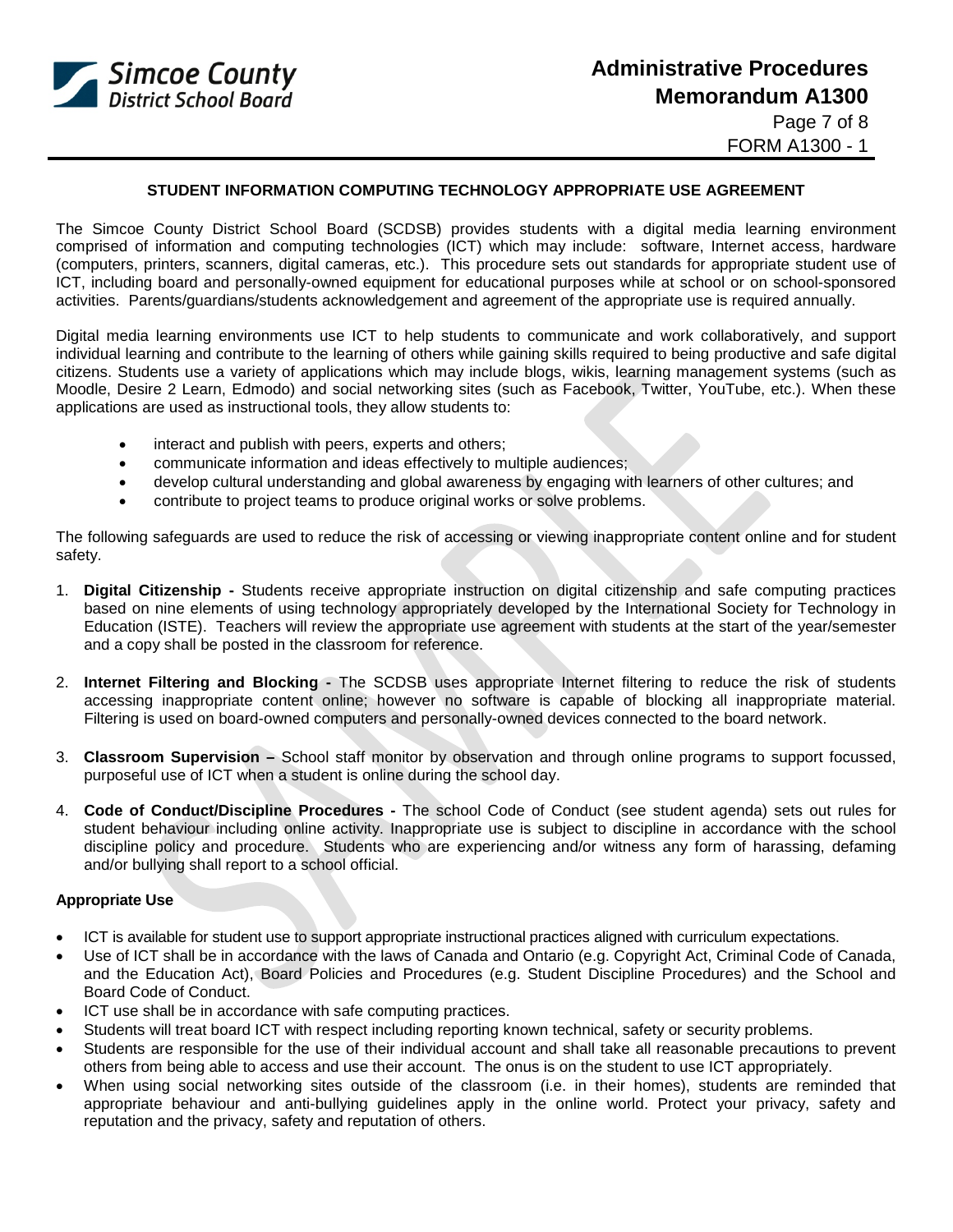**STUDENT INFORMATION COMPUTING TECHNOLOGY APPROPRIATE USE AGREEMENT**

The Simcoe County District School Board (SCDSB) provides students with a digital media learning environment comprised of information and computing technologies (ICT) which may include: software, Internet access, hardware (computers, printers, scanners, digital cameras, etc.). This procedure sets out standards for appropriate student use of ICT, including board and personally-owned equipment for educational purposes while at school or on school-sponsored activities. Parents/guardians/students acknowledgement and agreement of the appropriate use is required annually.

Digital media learning environments use ICT to help students to communicate and work collaboratively, and support individual learning and contribute to the learning of others while gaining skills required to being productive and safe digital citizens. Students use a variety of applications which may include blogs, wikis, learning management systems (such as Moodle, Desire 2 Learn, Edmodo) and social networking sites (such as Facebook, Twitter, YouTube, etc.). When these applications are used as instructional tools, they allow students to:

- interact and publish with peers, experts and others;
- communicate information and ideas effectively to multiple audiences;
- develop cultural understanding and global awareness by engaging with learners of other cultures; and
- contribute to project teams to produce original works or solve problems.

The following safeguards are used to reduce the risk of accessing or viewing inappropriate content online and for student safety.

1. **Digital Citizenship -** Students receive appropriate instruction on digital citizenship and safe computing practices based on nine elements of using technology appropriately developed by the International Society for Technology in Education (ISTE). Teachers will review the appropriate use agreement with students at the start of the year/semester and a copy shall be posted in the classroom for reference.

2. **Internet Filtering and Blocking -** The SCDSB uses appropriate Internet filtering to reduce the risk of students accessing inappropriate content online; however no software is capable of blocking all inappropriate material. Filtering is used on board-owned computers and personally-owned devices connected to the board network.

3. **Classroom Supervision –** School staff monitor by observation and through online programs to support focussed, purposeful use of ICT when a student is online during the school day.

4. **Code of Conduct/Discipline Procedures -** The school Code of Conduct (see student agenda) sets out rules for student behaviour including online activity. Inappropriate use is subject to discipline in accordance with the school discipline policy and procedure. Students who are experiencing and/or witness any form of harassing, defaming and/or bullying shall report to a school official.

**Appropriate Use**

- ICT is available for student use to support appropriate instructional practices aligned with curriculum expectations.
- Use of ICT shall be in accordance with the laws of Canada and Ontario (e.g. Copyright Act, Criminal Code of Canada, and the Education Act), Board Policies and Procedures (e.g. Student Discipline Procedures) and the School and Board Code of Conduct.
- ICT use shall be in accordance with safe computing practices.
- Students will treat board ICT with respect including reporting known technical, safety or security problems.
- Students are responsible for the use of their individual account and shall take all reasonable precautions to prevent others from being able to access and use their account. The onus is on the student to use ICT appropriately.
- When using social networking sites outside of the classroom (i.e. in their homes), students are reminded that appropriate behaviour and anti-bullying guidelines apply in the online world. Protect your privacy, safety and reputation and the privacy, safety and reputation of others.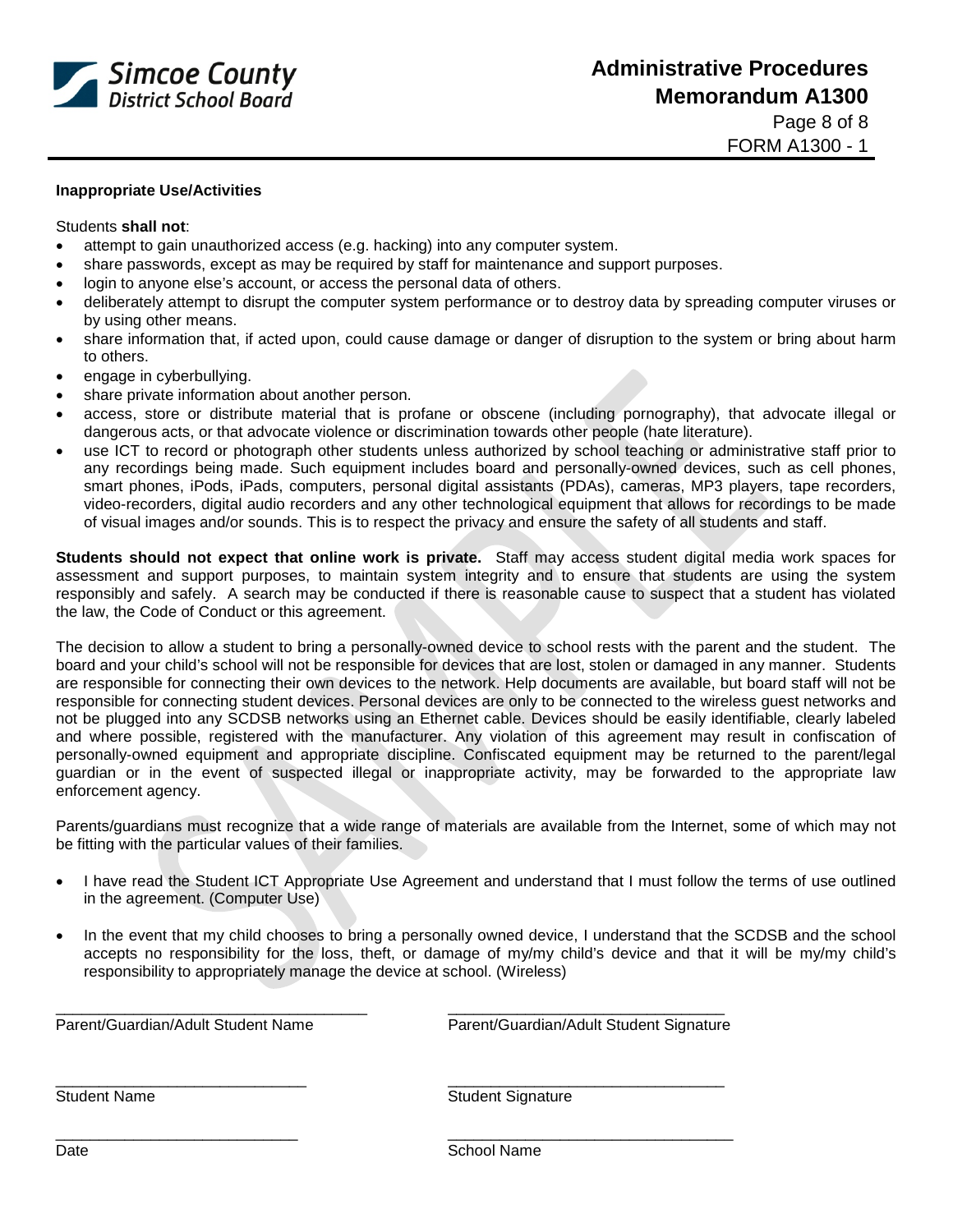**Inappropriate Use/Activities**

Students **shall not**:

- attempt to gain unauthorized access (e.g. hacking) into any computer system.
- share passwords, except as may be required by staff for maintenance and support purposes.
- login to anyone else's account, or access the personal data of others.
- deliberately attempt to disrupt the computer system performance or to destroy data by spreading computer viruses or by using other means.
- share information that, if acted upon, could cause damage or danger of disruption to the system or bring about harm to others.
- engage in cyberbullying.
- share private information about another person.
- access, store or distribute material that is profane or obscene (including pornography), that advocate illegal or dangerous acts, or that advocate violence or discrimination towards other people (hate literature).
- use ICT to record or photograph other students unless authorized by school teaching or administrative staff prior to any recordings being made. Such equipment includes board and personally-owned devices, such as cell phones, smart phones, iPods, iPads, computers, personal digital assistants (PDAs), cameras, MP3 players, tape recorders, video-recorders, digital audio recorders and any other technological equipment that allows for recordings to be made of visual images and/or sounds. This is to respect the privacy and ensure the safety of all students and staff.

**Students should not expect that online work is private.** Staff may access student digital media work spaces for assessment and support purposes, to maintain system integrity and to ensure that students are using the system responsibly and safely. A search may be conducted if there is reasonable cause to suspect that a student has violated the law, the Code of Conduct or this agreement.

The decision to allow a student to bring a personally-owned device to school rests with the parent and the student. The board and your child's school will not be responsible for devices that are lost, stolen or damaged in any manner. Students are responsible for connecting their own devices to the network. Help documents are available, but board staff will not be responsible for connecting student devices. Personal devices are only to be connected to the wireless guest networks and not be plugged into any SCDSB networks using an Ethernet cable. Devices should be easily identifiable, clearly labeled and where possible, registered with the manufacturer. Any violation of this agreement may result in confiscation of personally-owned equipment and appropriate discipline. Confiscated equipment may be returned to the parent/legal guardian or in the event of suspected illegal or inappropriate activity, may be forwarded to the appropriate law enforcement agency.

Parents/guardians must recognize that a wide range of materials are available from the Internet, some of which may not be fitting with the particular values of their families.

- I have read the Student ICT Appropriate Use Agreement and understand that I must follow the terms of use outlined in the agreement. (Computer Use)

- In the event that my child chooses to bring a personally owned device, I understand that the SCDSB and the school accepts no responsibility for the loss, theft, or damage of my/my child's device and that it will be my/my child's responsibility to appropriately manage the device at school. (Wireless)

_________________________________ Parent/Guardian/Adult Student Name

_________________________________ Parent/Guardian/Adult Student Signature

_________________________________ Student Name

_________________________________ Student Signature

_________________________________ Date

_________________________________ School Name